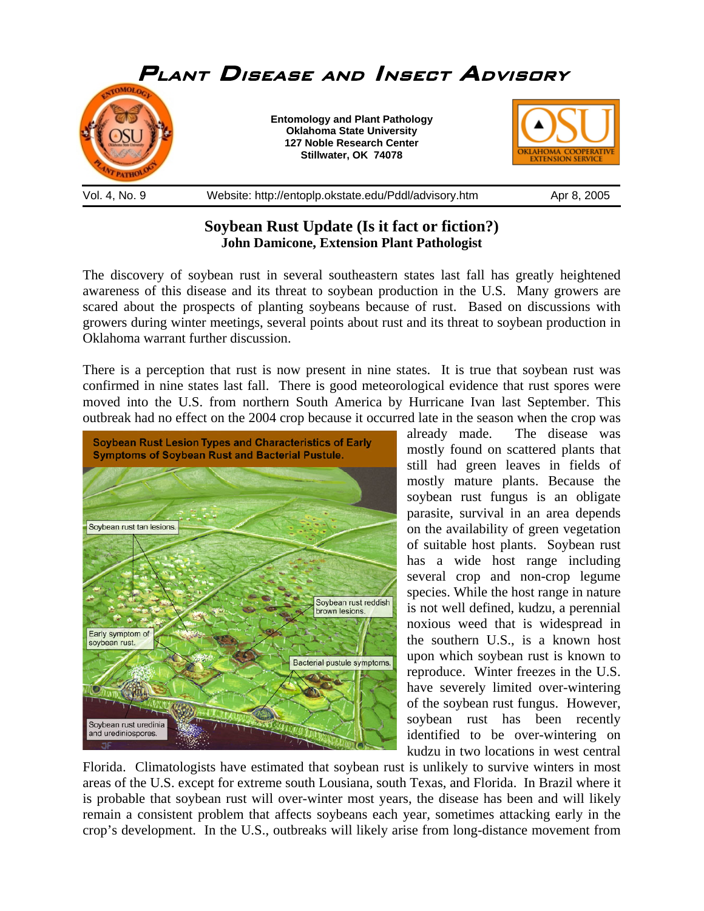# Plant Disease and Insect Advisory

**Entomology and Plant Pathology**
**Oklahoma State University**
**127 Noble Research Center**
**Stillwater, OK 74078**

Vol. 4, No. 9 | Website: http://entoplp.okstate.edu/Pddl/advisory.htm | Apr 8, 2005

## Soybean Rust Update (Is it fact or fiction?)

**John Damicone, Extension Plant Pathologist**

The discovery of soybean rust in several southeastern states last fall has greatly heightened awareness of this disease and its threat to soybean production in the U.S. Many growers are scared about the prospects of planting soybeans because of rust. Based on discussions with growers during winter meetings, several points about rust and its threat to soybean production in Oklahoma warrant further discussion.

There is a perception that rust is now present in nine states. It is true that soybean rust was confirmed in nine states last fall. There is good meteorological evidence that rust spores were moved into the U.S. from northern South America by Hurricane Ivan last September. This outbreak had no effect on the 2004 crop because it occurred late in the season when the crop was already made. The disease was mostly found on scattered plants that still had green leaves in fields of mostly mature plants. Because the soybean rust fungus is an obligate parasite, survival in an area depends on the availability of green vegetation of suitable host plants. Soybean rust has a wide host range including several crop and non-crop legume species. While the host range in nature is not well defined, kudzu, a perennial noxious weed that is widespread in the southern U.S., is a known host upon which soybean rust is known to reproduce. Winter freezes in the U.S. have severely limited over-wintering of the soybean rust fungus. However, soybean rust has been recently identified to be over-wintering on kudzu in two locations in west central Florida. Climatologists have estimated that soybean rust is unlikely to survive winters in most areas of the U.S. except for extreme south Lousiana, south Texas, and Florida. In Brazil where it is probable that soybean rust will over-winter most years, the disease has been and will likely remain a consistent problem that affects soybeans each year, sometimes attacking early in the crop's development. In the U.S., outbreaks will likely arise from long-distance movement from

Soybean Rust Lesion Types and Characteristics of Early Symptoms of Soybean Rust and Bacterial Pustule.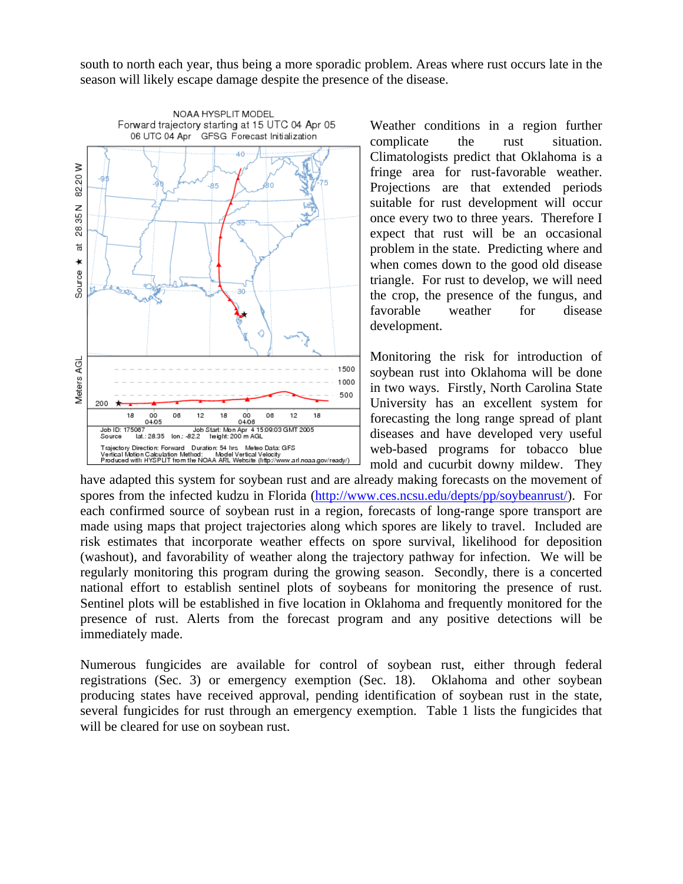south to north each year, thus being a more sporadic problem. Areas where rust occurs late in the season will likely escape damage despite the presence of the disease.

Weather conditions in a region further complicate the rust situation. Climatologists predict that Oklahoma is a fringe area for rust-favorable weather. Projections are that extended periods suitable for rust development will occur once every two to three years. Therefore I expect that rust will be an occasional problem in the state. Predicting where and when comes down to the good old disease triangle. For rust to develop, we will need the crop, the presence of the fungus, and favorable weather for disease development.

Monitoring the risk for introduction of soybean rust into Oklahoma will be done in two ways. Firstly, North Carolina State University has an excellent system for forecasting the long range spread of plant diseases and have developed very useful web-based programs for tobacco blue mold and cucurbit downy mildew. They have adapted this system for soybean rust and are already making forecasts on the movement of spores from the infected kudzu in Florida (http://www.ces.ncsu.edu/depts/pp/soybeanrust/). For each confirmed source of soybean rust in a region, forecasts of long-range spore transport are made using maps that project trajectories along which spores are likely to travel. Included are risk estimates that incorporate weather effects on spore survival, likelihood for deposition (washout), and favorability of weather along the trajectory pathway for infection. We will be regularly monitoring this program during the growing season. Secondly, there is a concerted national effort to establish sentinel plots of soybeans for monitoring the presence of rust. Sentinel plots will be established in five location in Oklahoma and frequently monitored for the presence of rust. Alerts from the forecast program and any positive detections will be immediately made.

Numerous fungicides are available for control of soybean rust, either through federal registrations (Sec. 3) or emergency exemption (Sec. 18). Oklahoma and other soybean producing states have received approval, pending identification of soybean rust in the state, several fungicides for rust through an emergency exemption. Table 1 lists the fungicides that will be cleared for use on soybean rust.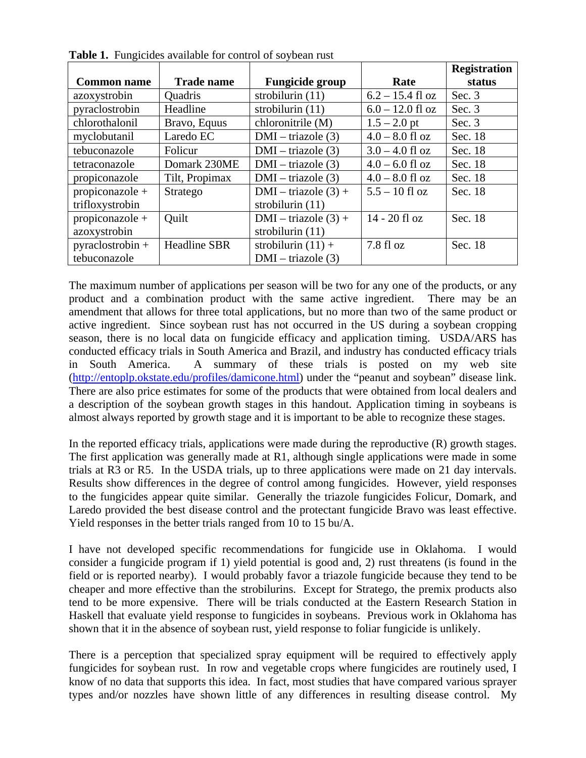**Table 1.** Fungicides available for control of soybean rust

| Common name | Trade name | Fungicide group | Rate | Registration status |
|---|---|---|---|---|
| azoxystrobin | Quadris | strobilurin (11) | 6.2 – 15.4 fl oz | Sec. 3 |
| pyraclostrobin | Headline | strobilurin (11) | 6.0 – 12.0 fl oz | Sec. 3 |
| chlorothalonil | Bravo, Equus | chloronitrile (M) | 1.5 – 2.0 pt | Sec. 3 |
| myclobutanil | Laredo EC | DMI – triazole (3) | 4.0 – 8.0 fl oz | Sec. 18 |
| tebuconazole | Folicur | DMI – triazole (3) | 3.0 – 4.0 fl oz | Sec. 18 |
| tetraconazole | Domark 230ME | DMI – triazole (3) | 4.0 – 6.0 fl oz | Sec. 18 |
| propiconazole | Tilt, Propimax | DMI – triazole (3) | 4.0 – 8.0 fl oz | Sec. 18 |
| propiconazole + trifloxystrobin | Stratego | DMI – triazole (3) + strobilurin (11) | 5.5 – 10 fl oz | Sec. 18 |
| propiconazole + azoxystrobin | Quilt | DMI – triazole (3) + strobilurin (11) | 14 - 20 fl oz | Sec. 18 |
| pyraclostrobin + tebuconazole | Headline SBR | strobilurin (11) + DMI – triazole (3) | 7.8 fl oz | Sec. 18 |

The maximum number of applications per season will be two for any one of the products, or any product and a combination product with the same active ingredient. There may be an amendment that allows for three total applications, but no more than two of the same product or active ingredient. Since soybean rust has not occurred in the US during a soybean cropping season, there is no local data on fungicide efficacy and application timing. USDA/ARS has conducted efficacy trials in South America and Brazil, and industry has conducted efficacy trials in South America. A summary of these trials is posted on my web site (http://entoplp.okstate.edu/profiles/damicone.html) under the "peanut and soybean" disease link. There are also price estimates for some of the products that were obtained from local dealers and a description of the soybean growth stages in this handout. Application timing in soybeans is almost always reported by growth stage and it is important to be able to recognize these stages.

In the reported efficacy trials, applications were made during the reproductive (R) growth stages. The first application was generally made at R1, although single applications were made in some trials at R3 or R5. In the USDA trials, up to three applications were made on 21 day intervals. Results show differences in the degree of control among fungicides. However, yield responses to the fungicides appear quite similar. Generally the triazole fungicides Folicur, Domark, and Laredo provided the best disease control and the protectant fungicide Bravo was least effective. Yield responses in the better trials ranged from 10 to 15 bu/A.

I have not developed specific recommendations for fungicide use in Oklahoma. I would consider a fungicide program if 1) yield potential is good and, 2) rust threatens (is found in the field or is reported nearby). I would probably favor a triazole fungicide because they tend to be cheaper and more effective than the strobilurins. Except for Stratego, the premix products also tend to be more expensive. There will be trials conducted at the Eastern Research Station in Haskell that evaluate yield response to fungicides in soybeans. Previous work in Oklahoma has shown that it in the absence of soybean rust, yield response to foliar fungicide is unlikely.

There is a perception that specialized spray equipment will be required to effectively apply fungicides for soybean rust. In row and vegetable crops where fungicides are routinely used, I know of no data that supports this idea. In fact, most studies that have compared various sprayer types and/or nozzles have shown little of any differences in resulting disease control. My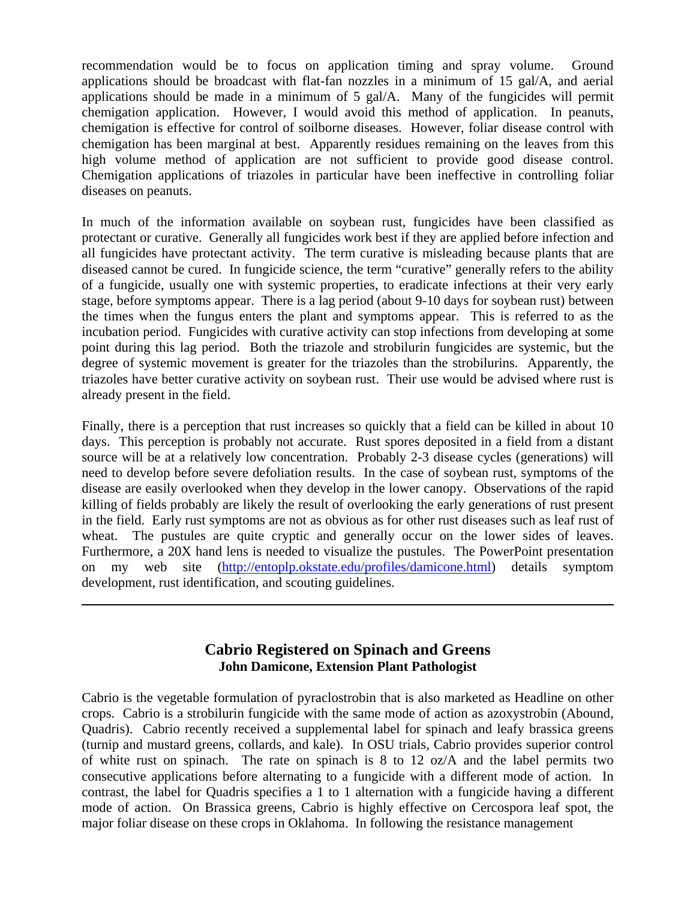recommendation would be to focus on application timing and spray volume. Ground applications should be broadcast with flat-fan nozzles in a minimum of 15 gal/A, and aerial applications should be made in a minimum of 5 gal/A. Many of the fungicides will permit chemigation application. However, I would avoid this method of application. In peanuts, chemigation is effective for control of soilborne diseases. However, foliar disease control with chemigation has been marginal at best. Apparently residues remaining on the leaves from this high volume method of application are not sufficient to provide good disease control. Chemigation applications of triazoles in particular have been ineffective in controlling foliar diseases on peanuts.

In much of the information available on soybean rust, fungicides have been classified as protectant or curative. Generally all fungicides work best if they are applied before infection and all fungicides have protectant activity. The term curative is misleading because plants that are diseased cannot be cured. In fungicide science, the term "curative" generally refers to the ability of a fungicide, usually one with systemic properties, to eradicate infections at their very early stage, before symptoms appear. There is a lag period (about 9-10 days for soybean rust) between the times when the fungus enters the plant and symptoms appear. This is referred to as the incubation period. Fungicides with curative activity can stop infections from developing at some point during this lag period. Both the triazole and strobilurin fungicides are systemic, but the degree of systemic movement is greater for the triazoles than the strobilurins. Apparently, the triazoles have better curative activity on soybean rust. Their use would be advised where rust is already present in the field.

Finally, there is a perception that rust increases so quickly that a field can be killed in about 10 days. This perception is probably not accurate. Rust spores deposited in a field from a distant source will be at a relatively low concentration. Probably 2-3 disease cycles (generations) will need to develop before severe defoliation results. In the case of soybean rust, symptoms of the disease are easily overlooked when they develop in the lower canopy. Observations of the rapid killing of fields probably are likely the result of overlooking the early generations of rust present in the field. Early rust symptoms are not as obvious as for other rust diseases such as leaf rust of wheat. The pustules are quite cryptic and generally occur on the lower sides of leaves. Furthermore, a 20X hand lens is needed to visualize the pustules. The PowerPoint presentation on my web site (http://entoplp.okstate.edu/profiles/damicone.html) details symptom development, rust identification, and scouting guidelines.

---

## Cabrio Registered on Spinach and Greens

**John Damicone, Extension Plant Pathologist**

Cabrio is the vegetable formulation of pyraclostrobin that is also marketed as Headline on other crops. Cabrio is a strobilurin fungicide with the same mode of action as azoxystrobin (Abound, Quadris). Cabrio recently received a supplemental label for spinach and leafy brassica greens (turnip and mustard greens, collards, and kale). In OSU trials, Cabrio provides superior control of white rust on spinach. The rate on spinach is 8 to 12 oz/A and the label permits two consecutive applications before alternating to a fungicide with a different mode of action. In contrast, the label for Quadris specifies a 1 to 1 alternation with a fungicide having a different mode of action. On Brassica greens, Cabrio is highly effective on Cercospora leaf spot, the major foliar disease on these crops in Oklahoma. In following the resistance management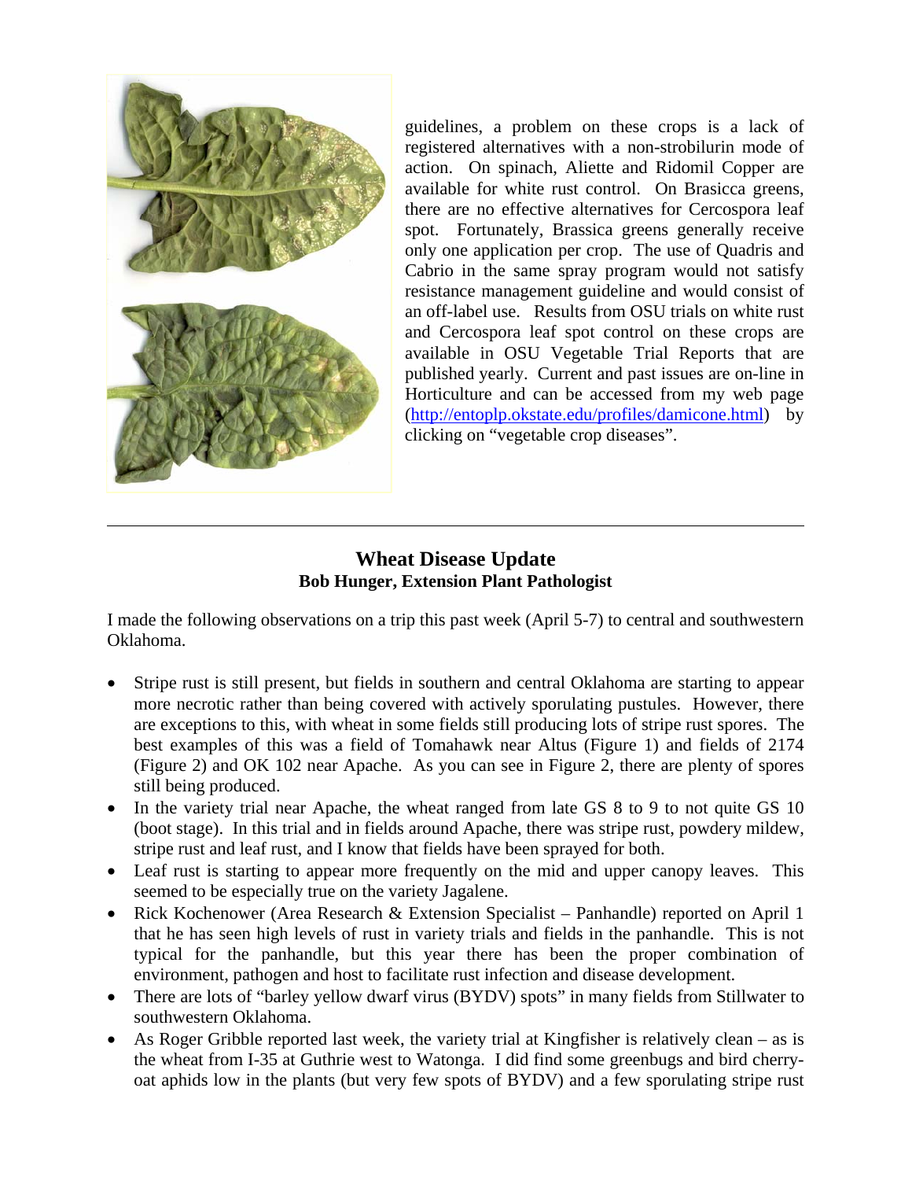guidelines, a problem on these crops is a lack of registered alternatives with a non-strobilurin mode of action. On spinach, Aliette and Ridomil Copper are available for white rust control. On Brasicca greens, there are no effective alternatives for Cercospora leaf spot. Fortunately, Brassica greens generally receive only one application per crop. The use of Quadris and Cabrio in the same spray program would not satisfy resistance management guideline and would consist of an off-label use. Results from OSU trials on white rust and Cercospora leaf spot control on these crops are available in OSU Vegetable Trial Reports that are published yearly. Current and past issues are on-line in Horticulture and can be accessed from my web page (http://entoplp.okstate.edu/profiles/damicone.html) by clicking on "vegetable crop diseases".

---

## Wheat Disease Update

**Bob Hunger, Extension Plant Pathologist**

I made the following observations on a trip this past week (April 5-7) to central and southwestern Oklahoma.

- Stripe rust is still present, but fields in southern and central Oklahoma are starting to appear more necrotic rather than being covered with actively sporulating pustules. However, there are exceptions to this, with wheat in some fields still producing lots of stripe rust spores. The best examples of this was a field of Tomahawk near Altus (Figure 1) and fields of 2174 (Figure 2) and OK 102 near Apache. As you can see in Figure 2, there are plenty of spores still being produced.
- In the variety trial near Apache, the wheat ranged from late GS 8 to 9 to not quite GS 10 (boot stage). In this trial and in fields around Apache, there was stripe rust, powdery mildew, stripe rust and leaf rust, and I know that fields have been sprayed for both.
- Leaf rust is starting to appear more frequently on the mid and upper canopy leaves. This seemed to be especially true on the variety Jagalene.
- Rick Kochenower (Area Research & Extension Specialist – Panhandle) reported on April 1 that he has seen high levels of rust in variety trials and fields in the panhandle. This is not typical for the panhandle, but this year there has been the proper combination of environment, pathogen and host to facilitate rust infection and disease development.
- There are lots of "barley yellow dwarf virus (BYDV) spots" in many fields from Stillwater to southwestern Oklahoma.
- As Roger Gribble reported last week, the variety trial at Kingfisher is relatively clean – as is the wheat from I-35 at Guthrie west to Watonga. I did find some greenbugs and bird cherry-oat aphids low in the plants (but very few spots of BYDV) and a few sporulating stripe rust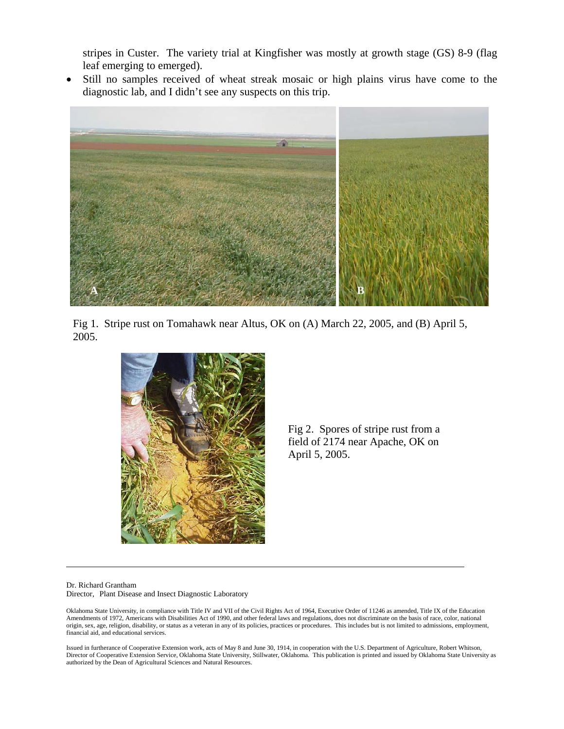stripes in Custer. The variety trial at Kingfisher was mostly at growth stage (GS) 8-9 (flag leaf emerging to emerged).

- Still no samples received of wheat streak mosaic or high plains virus have come to the diagnostic lab, and I didn't see any suspects on this trip.

A

B

Fig 1. Stripe rust on Tomahawk near Altus, OK on (A) March 22, 2005, and (B) April 5, 2005.

Fig 2. Spores of stripe rust from a field of 2174 near Apache, OK on April 5, 2005.

---

Dr. Richard Grantham
Director, Plant Disease and Insect Diagnostic Laboratory

Oklahoma State University, in compliance with Title IV and VII of the Civil Rights Act of 1964, Executive Order of 11246 as amended, Title IX of the Education Amendments of 1972, Americans with Disabilities Act of 1990, and other federal laws and regulations, does not discriminate on the basis of race, color, national origin, sex, age, religion, disability, or status as a veteran in any of its policies, practices or procedures. This includes but is not limited to admissions, employment, financial aid, and educational services.

Issued in furtherance of Cooperative Extension work, acts of May 8 and June 30, 1914, in cooperation with the U.S. Department of Agriculture, Robert Whitson, Director of Cooperative Extension Service, Oklahoma State University, Stillwater, Oklahoma. This publication is printed and issued by Oklahoma State University as authorized by the Dean of Agricultural Sciences and Natural Resources.